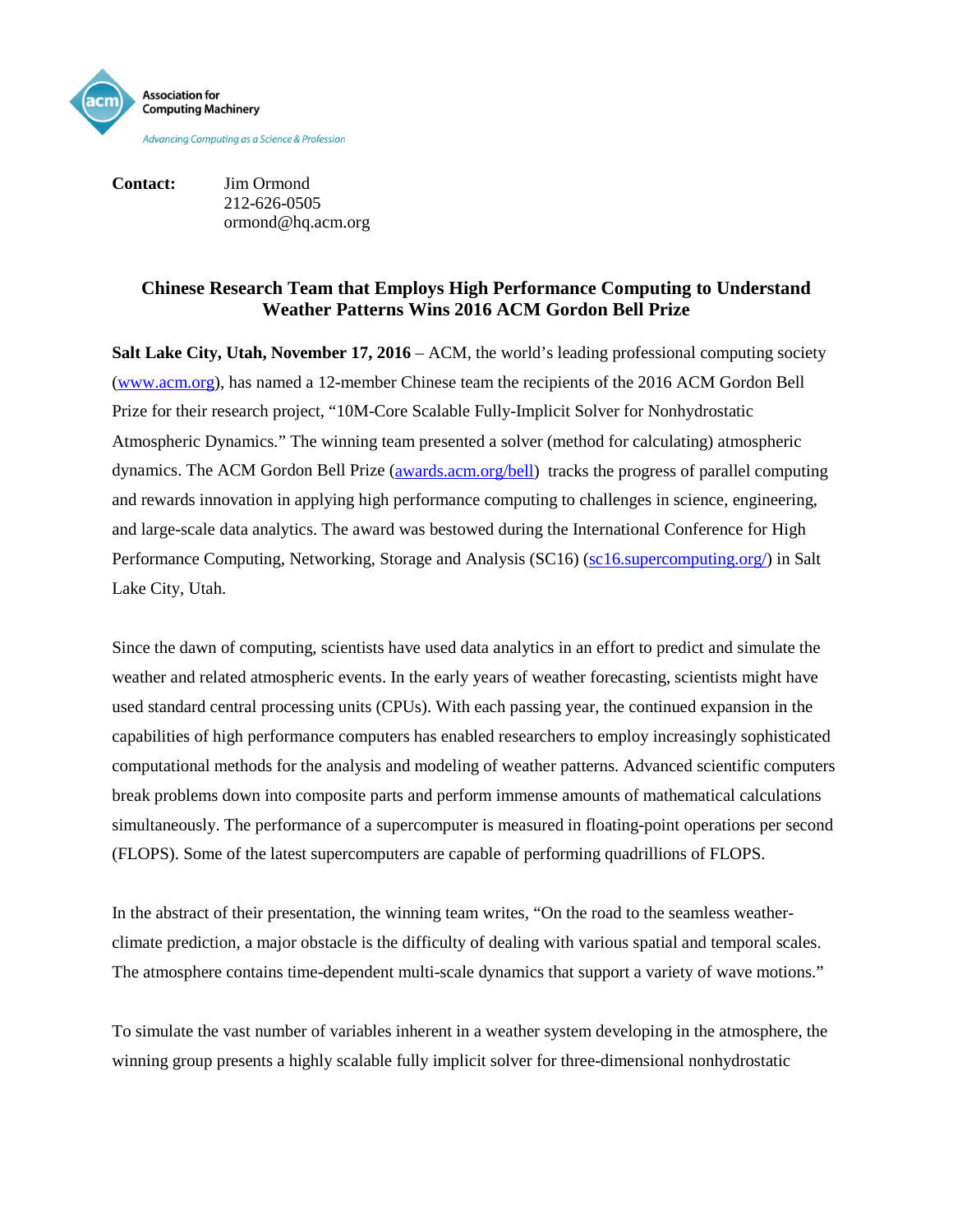Association for Computing Machinery

*Advancing Computing as a Science & Profession*

**Contact:** Jim Ormond
212-626-0505
ormond@hq.acm.org

## Chinese Research Team that Employs High Performance Computing to Understand Weather Patterns Wins 2016 ACM Gordon Bell Prize

**Salt Lake City, Utah, November 17, 2016** – ACM, the world's leading professional computing society (www.acm.org), has named a 12-member Chinese team the recipients of the 2016 ACM Gordon Bell Prize for their research project, "10M-Core Scalable Fully-Implicit Solver for Nonhydrostatic Atmospheric Dynamics." The winning team presented a solver (method for calculating) atmospheric dynamics. The ACM Gordon Bell Prize (awards.acm.org/bell) tracks the progress of parallel computing and rewards innovation in applying high performance computing to challenges in science, engineering, and large-scale data analytics. The award was bestowed during the International Conference for High Performance Computing, Networking, Storage and Analysis (SC16) (sc16.supercomputing.org/) in Salt Lake City, Utah.

Since the dawn of computing, scientists have used data analytics in an effort to predict and simulate the weather and related atmospheric events. In the early years of weather forecasting, scientists might have used standard central processing units (CPUs). With each passing year, the continued expansion in the capabilities of high performance computers has enabled researchers to employ increasingly sophisticated computational methods for the analysis and modeling of weather patterns. Advanced scientific computers break problems down into composite parts and perform immense amounts of mathematical calculations simultaneously. The performance of a supercomputer is measured in floating-point operations per second (FLOPS). Some of the latest supercomputers are capable of performing quadrillions of FLOPS.

In the abstract of their presentation, the winning team writes, "On the road to the seamless weather-climate prediction, a major obstacle is the difficulty of dealing with various spatial and temporal scales. The atmosphere contains time-dependent multi-scale dynamics that support a variety of wave motions."

To simulate the vast number of variables inherent in a weather system developing in the atmosphere, the winning group presents a highly scalable fully implicit solver for three-dimensional nonhydrostatic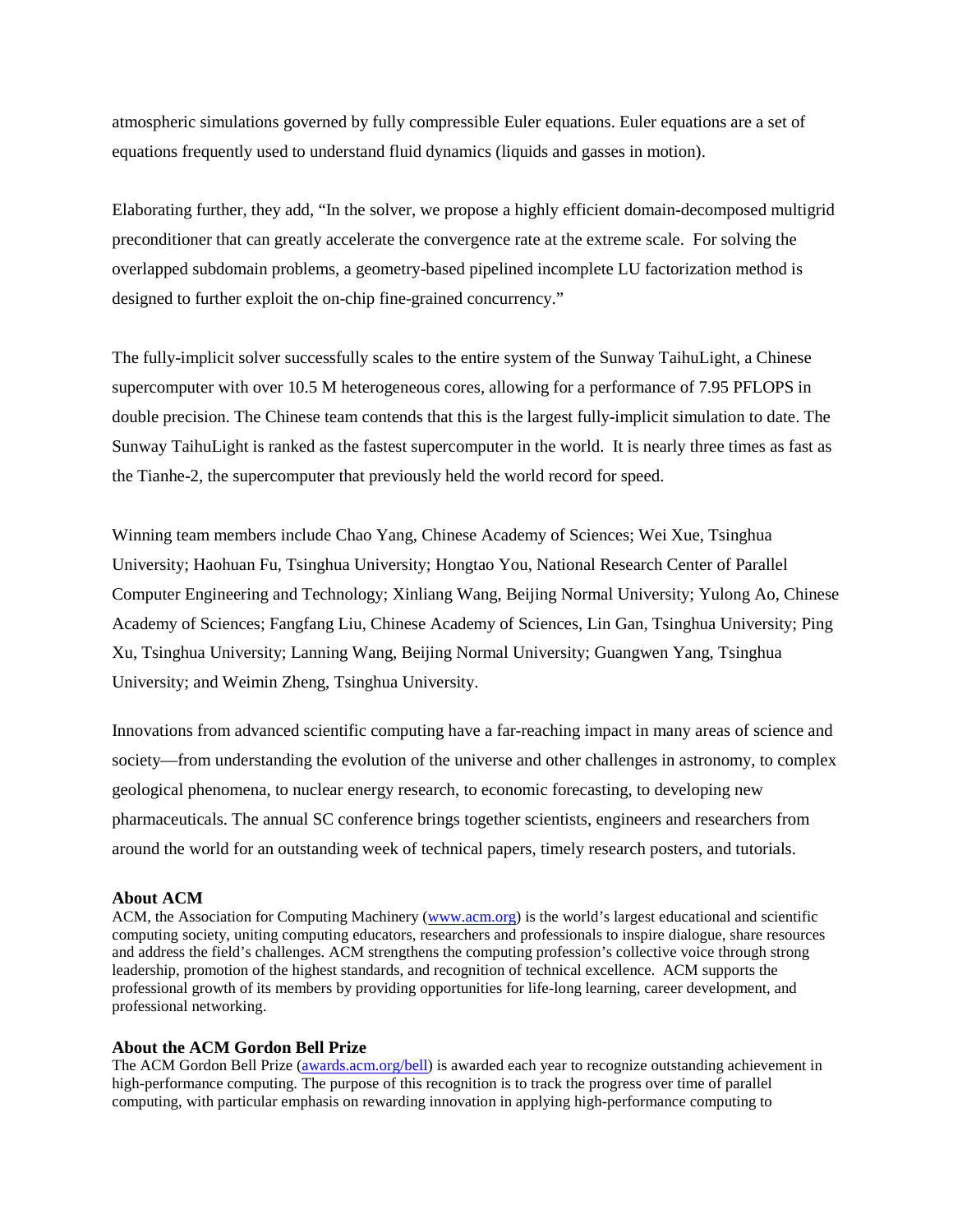atmospheric simulations governed by fully compressible Euler equations. Euler equations are a set of equations frequently used to understand fluid dynamics (liquids and gasses in motion).

Elaborating further, they add, "In the solver, we propose a highly efficient domain-decomposed multigrid preconditioner that can greatly accelerate the convergence rate at the extreme scale. For solving the overlapped subdomain problems, a geometry-based pipelined incomplete LU factorization method is designed to further exploit the on-chip fine-grained concurrency."

The fully-implicit solver successfully scales to the entire system of the Sunway TaihuLight, a Chinese supercomputer with over 10.5 M heterogeneous cores, allowing for a performance of 7.95 PFLOPS in double precision. The Chinese team contends that this is the largest fully-implicit simulation to date. The Sunway TaihuLight is ranked as the fastest supercomputer in the world. It is nearly three times as fast as the Tianhe-2, the supercomputer that previously held the world record for speed.

Winning team members include Chao Yang, Chinese Academy of Sciences; Wei Xue, Tsinghua University; Haohuan Fu, Tsinghua University; Hongtao You, National Research Center of Parallel Computer Engineering and Technology; Xinliang Wang, Beijing Normal University; Yulong Ao, Chinese Academy of Sciences; Fangfang Liu, Chinese Academy of Sciences, Lin Gan, Tsinghua University; Ping Xu, Tsinghua University; Lanning Wang, Beijing Normal University; Guangwen Yang, Tsinghua University; and Weimin Zheng, Tsinghua University.

Innovations from advanced scientific computing have a far-reaching impact in many areas of science and society—from understanding the evolution of the universe and other challenges in astronomy, to complex geological phenomena, to nuclear energy research, to economic forecasting, to developing new pharmaceuticals. The annual SC conference brings together scientists, engineers and researchers from around the world for an outstanding week of technical papers, timely research posters, and tutorials.

**About ACM**

ACM, the Association for Computing Machinery (www.acm.org) is the world's largest educational and scientific computing society, uniting computing educators, researchers and professionals to inspire dialogue, share resources and address the field's challenges. ACM strengthens the computing profession's collective voice through strong leadership, promotion of the highest standards, and recognition of technical excellence. ACM supports the professional growth of its members by providing opportunities for life-long learning, career development, and professional networking.

**About the ACM Gordon Bell Prize**

The ACM Gordon Bell Prize (awards.acm.org/bell) is awarded each year to recognize outstanding achievement in high-performance computing. The purpose of this recognition is to track the progress over time of parallel computing, with particular emphasis on rewarding innovation in applying high-performance computing to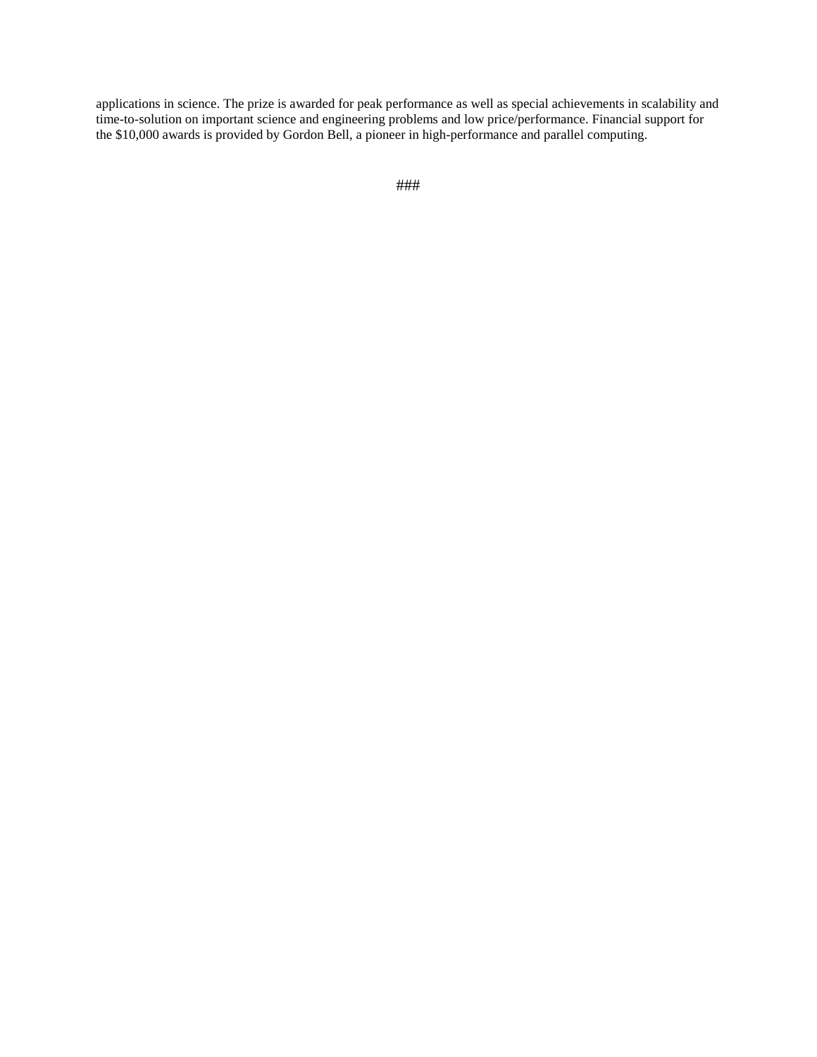applications in science. The prize is awarded for peak performance as well as special achievements in scalability and time-to-solution on important science and engineering problems and low price/performance. Financial support for the $10,000 awards is provided by Gordon Bell, a pioneer in high-performance and parallel computing.

###